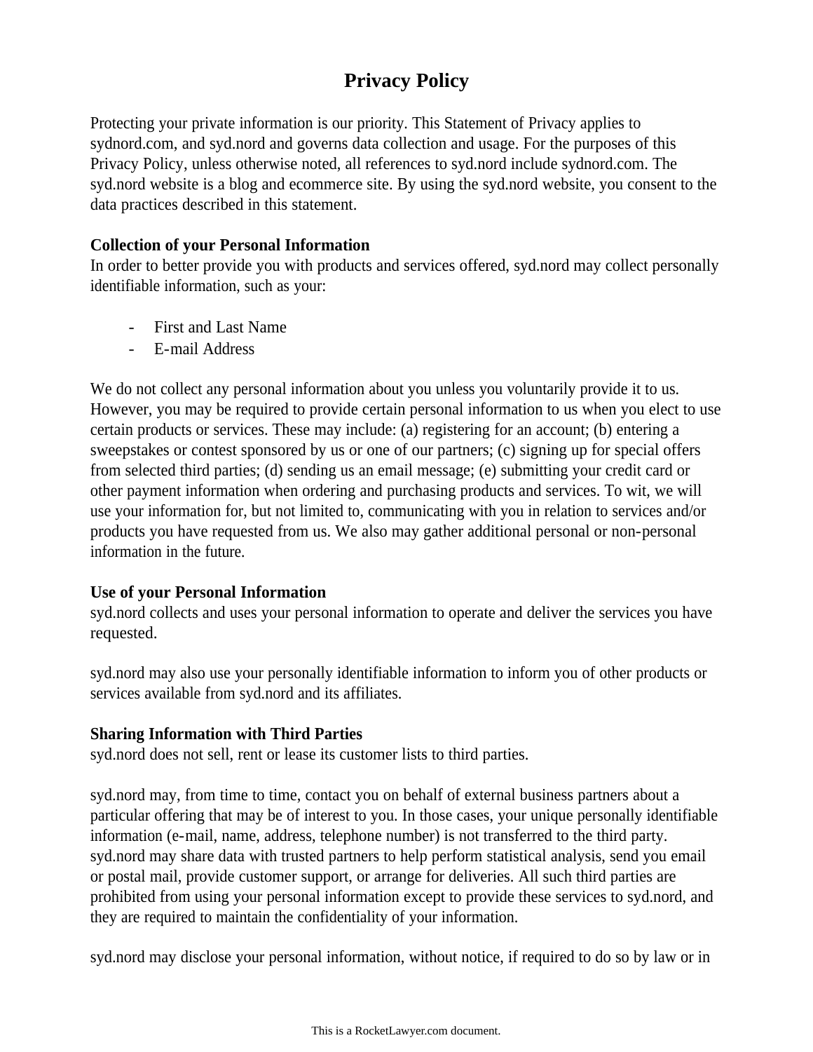# Privacy Policy

Protecting your private information is our priority. This Statement of Privacy applies to sydnord.com, and syd.nord and governs data collection and usage. For the purposes of this Privacy Policy, unless otherwise noted, all references to syd.nord include sydnord.com. The syd.nord website is a blog and ecommerce site. By using the syd.nord website, you consent to the data practices described in this statement.

**Collection of your Personal Information**
In order to better provide you with products and services offered, syd.nord may collect personally identifiable information, such as your:

- First and Last Name
- E-mail Address

We do not collect any personal information about you unless you voluntarily provide it to us. However, you may be required to provide certain personal information to us when you elect to use certain products or services. These may include: (a) registering for an account; (b) entering a sweepstakes or contest sponsored by us or one of our partners; (c) signing up for special offers from selected third parties; (d) sending us an email message; (e) submitting your credit card or other payment information when ordering and purchasing products and services. To wit, we will use your information for, but not limited to, communicating with you in relation to services and/or products you have requested from us. We also may gather additional personal or non-personal information in the future.

**Use of your Personal Information**
syd.nord collects and uses your personal information to operate and deliver the services you have requested.

syd.nord may also use your personally identifiable information to inform you of other products or services available from syd.nord and its affiliates.

**Sharing Information with Third Parties**
syd.nord does not sell, rent or lease its customer lists to third parties.

syd.nord may, from time to time, contact you on behalf of external business partners about a particular offering that may be of interest to you. In those cases, your unique personally identifiable information (e-mail, name, address, telephone number) is not transferred to the third party. syd.nord may share data with trusted partners to help perform statistical analysis, send you email or postal mail, provide customer support, or arrange for deliveries. All such third parties are prohibited from using your personal information except to provide these services to syd.nord, and they are required to maintain the confidentiality of your information.

syd.nord may disclose your personal information, without notice, if required to do so by law or in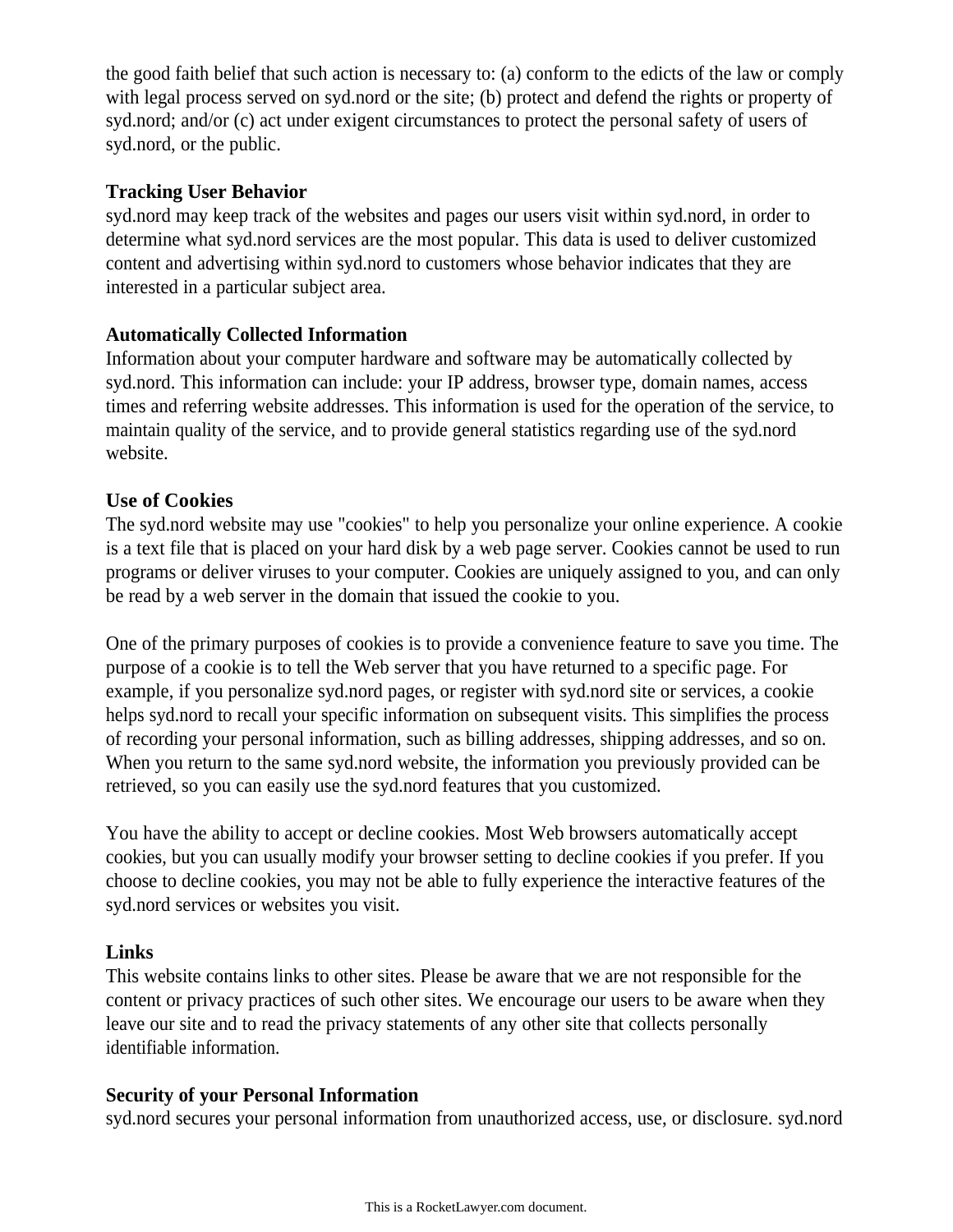the good faith belief that such action is necessary to: (a) conform to the edicts of the law or comply with legal process served on syd.nord or the site; (b) protect and defend the rights or property of syd.nord; and/or (c) act under exigent circumstances to protect the personal safety of users of syd.nord, or the public.

**Tracking User Behavior**
syd.nord may keep track of the websites and pages our users visit within syd.nord, in order to determine what syd.nord services are the most popular. This data is used to deliver customized content and advertising within syd.nord to customers whose behavior indicates that they are interested in a particular subject area.

**Automatically Collected Information**
Information about your computer hardware and software may be automatically collected by syd.nord. This information can include: your IP address, browser type, domain names, access times and referring website addresses. This information is used for the operation of the service, to maintain quality of the service, and to provide general statistics regarding use of the syd.nord website.

**Use of Cookies**
The syd.nord website may use "cookies" to help you personalize your online experience. A cookie is a text file that is placed on your hard disk by a web page server. Cookies cannot be used to run programs or deliver viruses to your computer. Cookies are uniquely assigned to you, and can only be read by a web server in the domain that issued the cookie to you.

One of the primary purposes of cookies is to provide a convenience feature to save you time. The purpose of a cookie is to tell the Web server that you have returned to a specific page. For example, if you personalize syd.nord pages, or register with syd.nord site or services, a cookie helps syd.nord to recall your specific information on subsequent visits. This simplifies the process of recording your personal information, such as billing addresses, shipping addresses, and so on. When you return to the same syd.nord website, the information you previously provided can be retrieved, so you can easily use the syd.nord features that you customized.

You have the ability to accept or decline cookies. Most Web browsers automatically accept cookies, but you can usually modify your browser setting to decline cookies if you prefer. If you choose to decline cookies, you may not be able to fully experience the interactive features of the syd.nord services or websites you visit.

**Links**
This website contains links to other sites. Please be aware that we are not responsible for the content or privacy practices of such other sites. We encourage our users to be aware when they leave our site and to read the privacy statements of any other site that collects personally identifiable information.

**Security of your Personal Information**
syd.nord secures your personal information from unauthorized access, use, or disclosure. syd.nord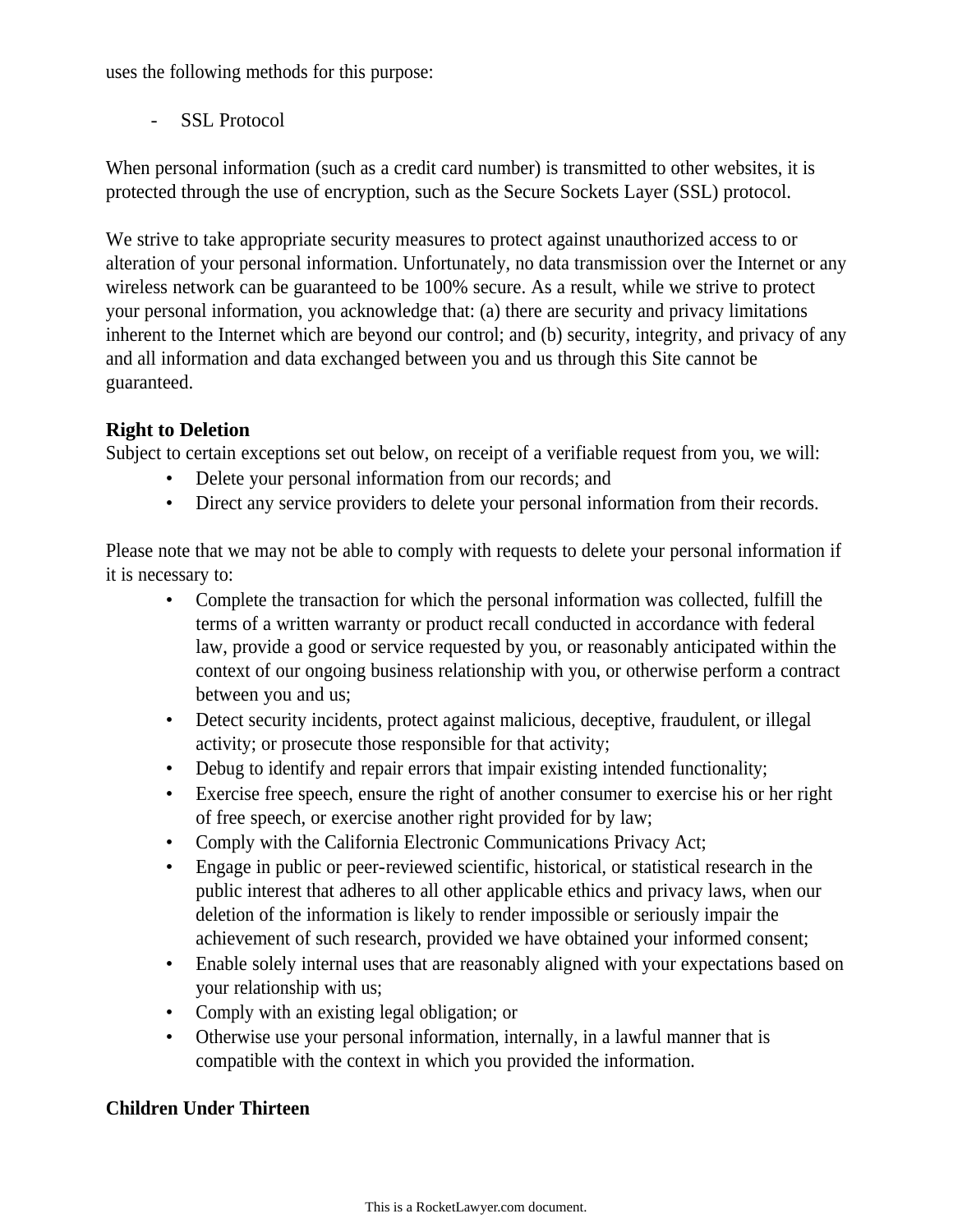uses the following methods for this purpose:

- SSL Protocol

When personal information (such as a credit card number) is transmitted to other websites, it is protected through the use of encryption, such as the Secure Sockets Layer (SSL) protocol.

We strive to take appropriate security measures to protect against unauthorized access to or alteration of your personal information. Unfortunately, no data transmission over the Internet or any wireless network can be guaranteed to be 100% secure. As a result, while we strive to protect your personal information, you acknowledge that: (a) there are security and privacy limitations inherent to the Internet which are beyond our control; and (b) security, integrity, and privacy of any and all information and data exchanged between you and us through this Site cannot be guaranteed.

**Right to Deletion**

Subject to certain exceptions set out below, on receipt of a verifiable request from you, we will:

- Delete your personal information from our records; and
- Direct any service providers to delete your personal information from their records.

Please note that we may not be able to comply with requests to delete your personal information if it is necessary to:

- Complete the transaction for which the personal information was collected, fulfill the terms of a written warranty or product recall conducted in accordance with federal law, provide a good or service requested by you, or reasonably anticipated within the context of our ongoing business relationship with you, or otherwise perform a contract between you and us;
- Detect security incidents, protect against malicious, deceptive, fraudulent, or illegal activity; or prosecute those responsible for that activity;
- Debug to identify and repair errors that impair existing intended functionality;
- Exercise free speech, ensure the right of another consumer to exercise his or her right of free speech, or exercise another right provided for by law;
- Comply with the California Electronic Communications Privacy Act;
- Engage in public or peer-reviewed scientific, historical, or statistical research in the public interest that adheres to all other applicable ethics and privacy laws, when our deletion of the information is likely to render impossible or seriously impair the achievement of such research, provided we have obtained your informed consent;
- Enable solely internal uses that are reasonably aligned with your expectations based on your relationship with us;
- Comply with an existing legal obligation; or
- Otherwise use your personal information, internally, in a lawful manner that is compatible with the context in which you provided the information.

**Children Under Thirteen**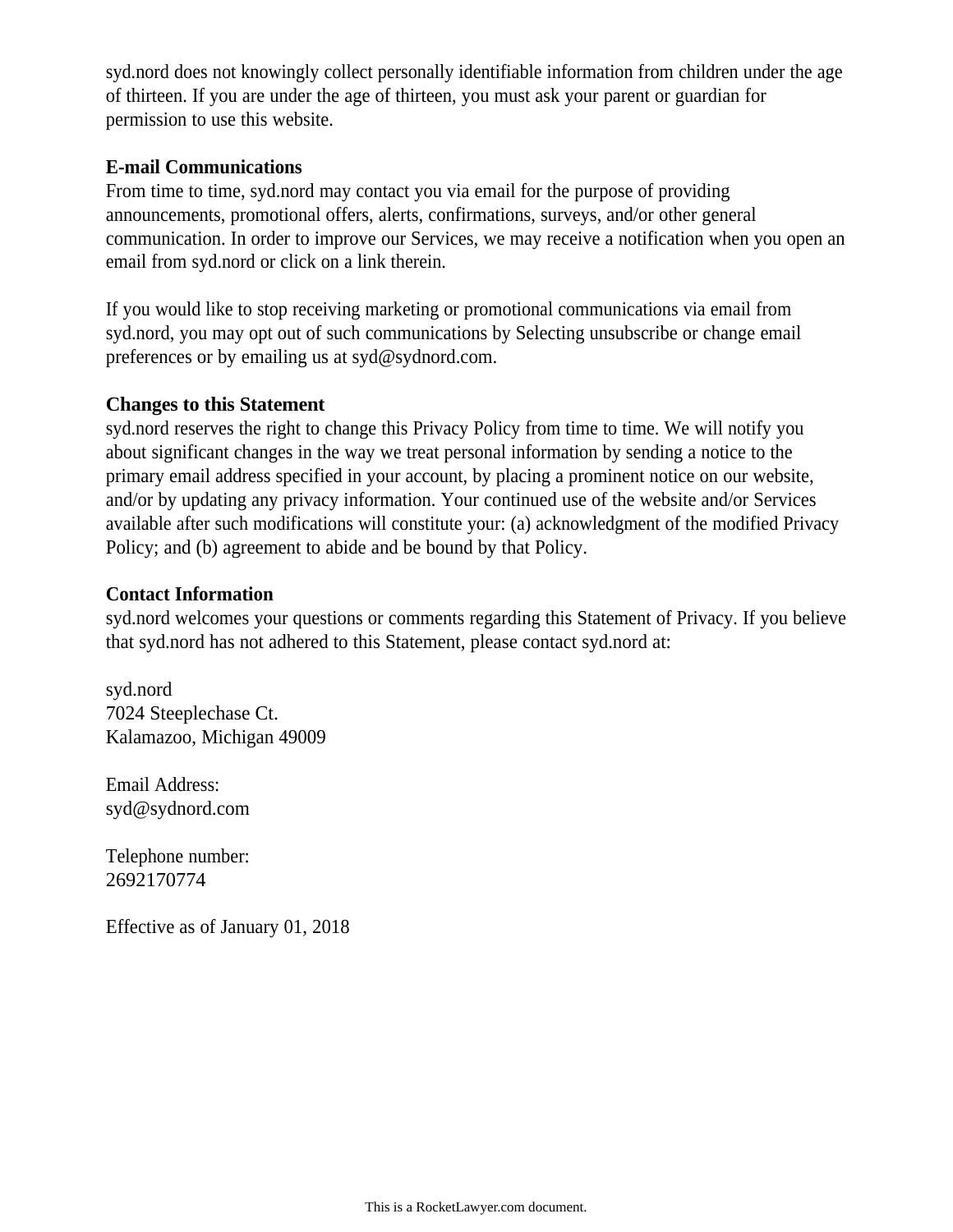syd.nord does not knowingly collect personally identifiable information from children under the age of thirteen. If you are under the age of thirteen, you must ask your parent or guardian for permission to use this website.

**E-mail Communications**

From time to time, syd.nord may contact you via email for the purpose of providing announcements, promotional offers, alerts, confirmations, surveys, and/or other general communication. In order to improve our Services, we may receive a notification when you open an email from syd.nord or click on a link therein.

If you would like to stop receiving marketing or promotional communications via email from syd.nord, you may opt out of such communications by Selecting unsubscribe or change email preferences or by emailing us at syd@sydnord.com.

**Changes to this Statement**

syd.nord reserves the right to change this Privacy Policy from time to time. We will notify you about significant changes in the way we treat personal information by sending a notice to the primary email address specified in your account, by placing a prominent notice on our website, and/or by updating any privacy information. Your continued use of the website and/or Services available after such modifications will constitute your: (a) acknowledgment of the modified Privacy Policy; and (b) agreement to abide and be bound by that Policy.

**Contact Information**

syd.nord welcomes your questions or comments regarding this Statement of Privacy. If you believe that syd.nord has not adhered to this Statement, please contact syd.nord at:

syd.nord
7024 Steeplechase Ct.
Kalamazoo, Michigan 49009

Email Address:
syd@sydnord.com

Telephone number:
2692170774

Effective as of January 01, 2018

This is a RocketLawyer.com document.